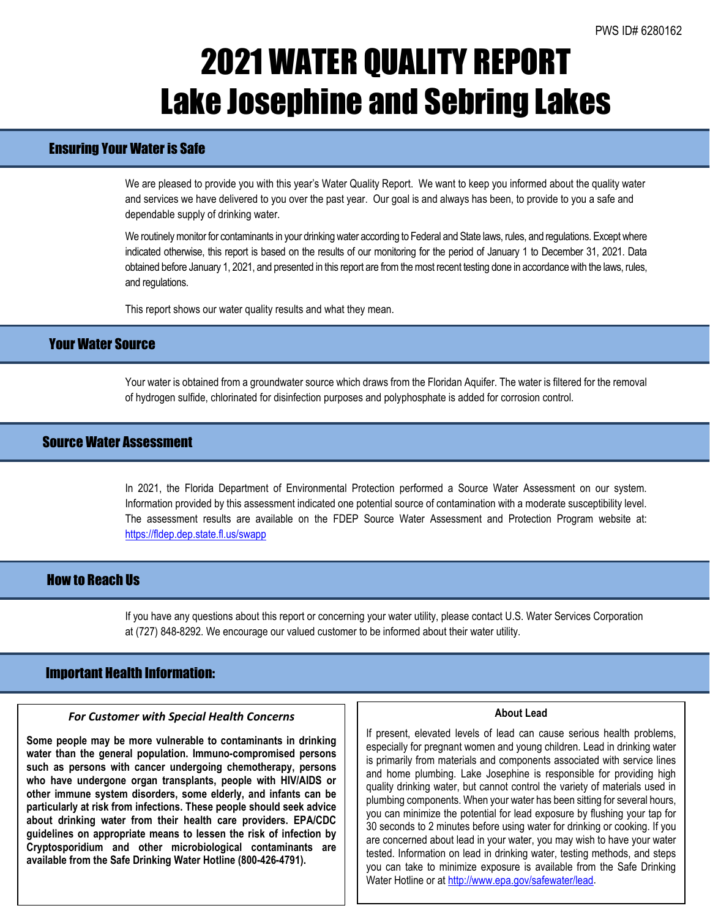PWS ID# 6280162

# 2021 WATER QUALITY REPORT
# Lake Josephine and Sebring Lakes

## Ensuring Your Water is Safe

We are pleased to provide you with this year's Water Quality Report. We want to keep you informed about the quality water and services we have delivered to you over the past year. Our goal is and always has been, to provide to you a safe and dependable supply of drinking water.

We routinely monitor for contaminants in your drinking water according to Federal and State laws, rules, and regulations. Except where indicated otherwise, this report is based on the results of our monitoring for the period of January 1 to December 31, 2021. Data obtained before January 1, 2021, and presented in this report are from the most recent testing done in accordance with the laws, rules, and regulations.

This report shows our water quality results and what they mean.

## Your Water Source

Your water is obtained from a groundwater source which draws from the Floridan Aquifer. The water is filtered for the removal of hydrogen sulfide, chlorinated for disinfection purposes and polyphosphate is added for corrosion control.

## Source Water Assessment

In 2021, the Florida Department of Environmental Protection performed a Source Water Assessment on our system. Information provided by this assessment indicated one potential source of contamination with a moderate susceptibility level. The assessment results are available on the FDEP Source Water Assessment and Protection Program website at: https://fldep.dep.state.fl.us/swapp

## How to Reach Us

If you have any questions about this report or concerning your water utility, please contact U.S. Water Services Corporation at (727) 848-8292. We encourage our valued customer to be informed about their water utility.

## Important Health Information:

### *For Customer with Special Health Concerns*

**Some people may be more vulnerable to contaminants in drinking water than the general population. Immuno-compromised persons such as persons with cancer undergoing chemotherapy, persons who have undergone organ transplants, people with HIV/AIDS or other immune system disorders, some elderly, and infants can be particularly at risk from infections. These people should seek advice about drinking water from their health care providers. EPA/CDC guidelines on appropriate means to lessen the risk of infection by Cryptosporidium and other microbiological contaminants are available from the Safe Drinking Water Hotline (800-426-4791).**

### About Lead

If present, elevated levels of lead can cause serious health problems, especially for pregnant women and young children. Lead in drinking water is primarily from materials and components associated with service lines and home plumbing. Lake Josephine is responsible for providing high quality drinking water, but cannot control the variety of materials used in plumbing components. When your water has been sitting for several hours, you can minimize the potential for lead exposure by flushing your tap for 30 seconds to 2 minutes before using water for drinking or cooking. If you are concerned about lead in your water, you may wish to have your water tested. Information on lead in drinking water, testing methods, and steps you can take to minimize exposure is available from the Safe Drinking Water Hotline or at http://www.epa.gov/safewater/lead.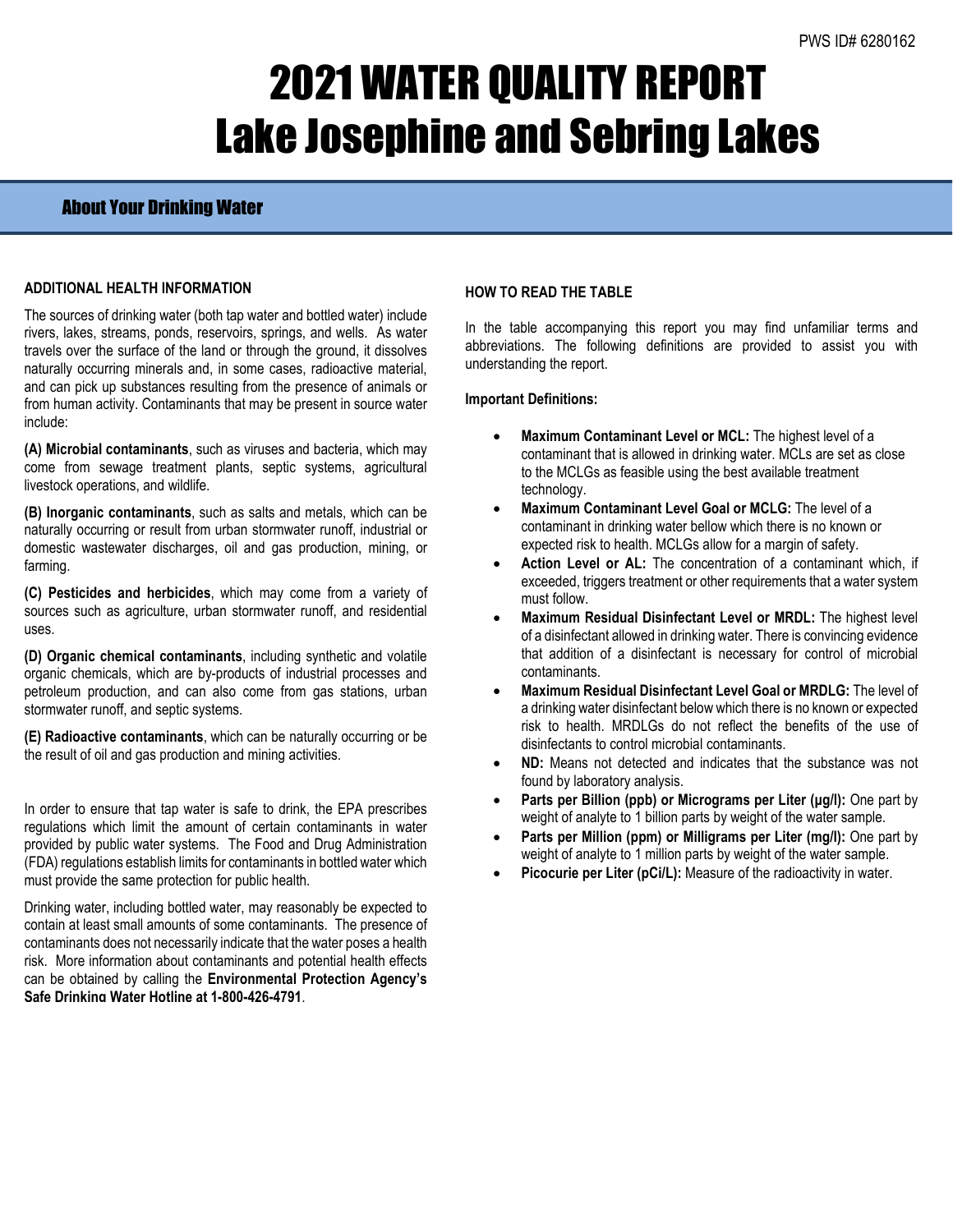PWS ID# 6280162

# 2021 WATER QUALITY REPORT
# Lake Josephine and Sebring Lakes

## About Your Drinking Water

### ADDITIONAL HEALTH INFORMATION

The sources of drinking water (both tap water and bottled water) include rivers, lakes, streams, ponds, reservoirs, springs, and wells. As water travels over the surface of the land or through the ground, it dissolves naturally occurring minerals and, in some cases, radioactive material, and can pick up substances resulting from the presence of animals or from human activity. Contaminants that may be present in source water include:

**(A) Microbial contaminants**, such as viruses and bacteria, which may come from sewage treatment plants, septic systems, agricultural livestock operations, and wildlife.

**(B) Inorganic contaminants**, such as salts and metals, which can be naturally occurring or result from urban stormwater runoff, industrial or domestic wastewater discharges, oil and gas production, mining, or farming.

**(C) Pesticides and herbicides**, which may come from a variety of sources such as agriculture, urban stormwater runoff, and residential uses.

**(D) Organic chemical contaminants**, including synthetic and volatile organic chemicals, which are by-products of industrial processes and petroleum production, and can also come from gas stations, urban stormwater runoff, and septic systems.

**(E) Radioactive contaminants**, which can be naturally occurring or be the result of oil and gas production and mining activities.

In order to ensure that tap water is safe to drink, the EPA prescribes regulations which limit the amount of certain contaminants in water provided by public water systems. The Food and Drug Administration (FDA) regulations establish limits for contaminants in bottled water which must provide the same protection for public health.

Drinking water, including bottled water, may reasonably be expected to contain at least small amounts of some contaminants. The presence of contaminants does not necessarily indicate that the water poses a health risk. More information about contaminants and potential health effects can be obtained by calling the **Environmental Protection Agency's Safe Drinking Water Hotline at 1-800-426-4791**.

### HOW TO READ THE TABLE

In the table accompanying this report you may find unfamiliar terms and abbreviations. The following definitions are provided to assist you with understanding the report.

**Important Definitions:**

- **Maximum Contaminant Level or MCL:** The highest level of a contaminant that is allowed in drinking water. MCLs are set as close to the MCLGs as feasible using the best available treatment technology.
- **Maximum Contaminant Level Goal or MCLG:** The level of a contaminant in drinking water bellow which there is no known or expected risk to health. MCLGs allow for a margin of safety.
- **Action Level or AL:** The concentration of a contaminant which, if exceeded, triggers treatment or other requirements that a water system must follow.
- **Maximum Residual Disinfectant Level or MRDL:** The highest level of a disinfectant allowed in drinking water. There is convincing evidence that addition of a disinfectant is necessary for control of microbial contaminants.
- **Maximum Residual Disinfectant Level Goal or MRDLG:** The level of a drinking water disinfectant below which there is no known or expected risk to health. MRDLGs do not reflect the benefits of the use of disinfectants to control microbial contaminants.
- **ND:** Means not detected and indicates that the substance was not found by laboratory analysis.
- **Parts per Billion (ppb) or Micrograms per Liter (µg/l):** One part by weight of analyte to 1 billion parts by weight of the water sample.
- **Parts per Million (ppm) or Milligrams per Liter (mg/l):** One part by weight of analyte to 1 million parts by weight of the water sample.
- **Picocurie per Liter (pCi/L):** Measure of the radioactivity in water.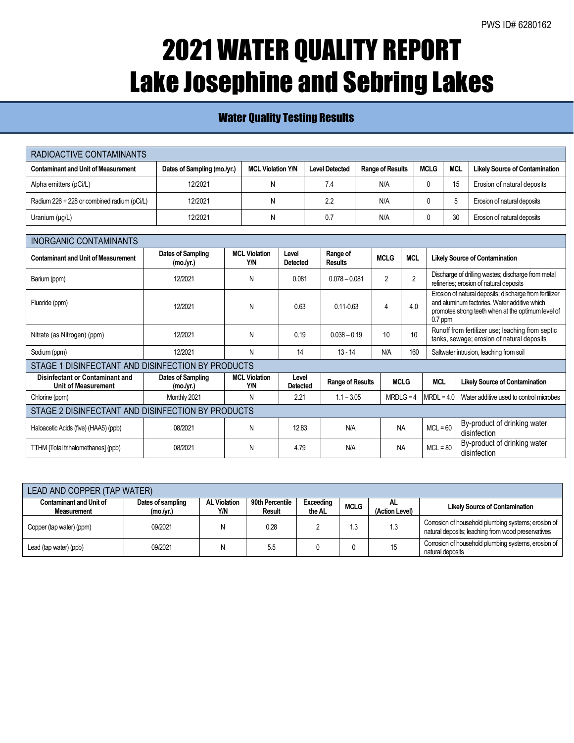PWS ID# 6280162

# 2021 WATER QUALITY REPORT
# Lake Josephine and Sebring Lakes

## Water Quality Testing Results

| RADIOACTIVE CONTAMINANTS | | | | | | | |
|---|---|---|---|---|---|---|---|
| **Contaminant and Unit of Measurement** | **Dates of Sampling (mo./yr.)** | **MCL Violation Y/N** | **Level Detected** | **Range of Results** | **MCLG** | **MCL** | **Likely Source of Contamination** |
| Alpha emitters (pCi/L) | 12/2021 | N | 7.4 | N/A | 0 | 15 | Erosion of natural deposits |
| Radium 226 + 228 or combined radium (pCi/L) | 12/2021 | N | 2.2 | N/A | 0 | 5 | Erosion of natural deposits |
| Uranium (µg/L) | 12/2021 | N | 0.7 | N/A | 0 | 30 | Erosion of natural deposits |

| INORGANIC CONTAMINANTS | | | | | | | |
|---|---|---|---|---|---|---|---|
| **Contaminant and Unit of Measurement** | **Dates of Sampling (mo./yr.)** | **MCL Violation Y/N** | **Level Detected** | **Range of Results** | **MCLG** | **MCL** | **Likely Source of Contamination** |
| Barium (ppm) | 12/2021 | N | 0.081 | 0.078 – 0.081 | 2 | 2 | Discharge of drilling wastes; discharge from metal refineries; erosion of natural deposits |
| Fluoride (ppm) | 12/2021 | N | 0.63 | 0.11-0.63 | 4 | 4.0 | Erosion of natural deposits; discharge from fertilizer and aluminum factories. Water additive which promotes strong teeth when at the optimum level of 0.7 ppm |
| Nitrate (as Nitrogen) (ppm) | 12/2021 | N | 0.19 | 0.038 – 0.19 | 10 | 10 | Runoff from fertilizer use; leaching from septic tanks, sewage; erosion of natural deposits |
| Sodium (ppm) | 12/2021 | N | 14 | 13 - 14 | N/A | 160 | Saltwater intrusion, leaching from soil |
| **STAGE 1 DISINFECTANT AND DISINFECTION BY PRODUCTS** | | | | | | | |
| **Disinfectant or Contaminant and Unit of Measurement** | **Dates of Sampling (mo./yr.)** | **MCL Violation Y/N** | **Level Detected** | **Range of Results** | **MCLG** | **MCL** | **Likely Source of Contamination** |
| Chlorine (ppm) | Monthly 2021 | N | 2.21 | 1.1 – 3.05 | MRDLG = 4 | MRDL = 4.0 | Water additive used to control microbes |
| **STAGE 2 DISINFECTANT AND DISINFECTION BY PRODUCTS** | | | | | | | |
| Haloacetic Acids (five) (HAA5) (ppb) | 08/2021 | N | 12.83 | N/A | NA | MCL = 60 | By-product of drinking water disinfection |
| TTHM [Total trihalomethanes] (ppb) | 08/2021 | N | 4.79 | N/A | NA | MCL = 80 | By-product of drinking water disinfection |

| LEAD AND COPPER (TAP WATER) | | | | | | | |
|---|---|---|---|---|---|---|---|
| **Contaminant and Unit of Measurement** | **Dates of sampling (mo./yr.)** | **AL Violation Y/N** | **90th Percentile Result** | **Exceeding the AL** | **MCLG** | **AL (Action Level)** | **Likely Source of Contamination** |
| Copper (tap water) (ppm) | 09/2021 | N | 0.28 | 2 | 1.3 | 1.3 | Corrosion of household plumbing systems; erosion of natural deposits; leaching from wood preservatives |
| Lead (tap water) (ppb) | 09/2021 | N | 5.5 | 0 | 0 | 15 | Corrosion of household plumbing systems, erosion of natural deposits |